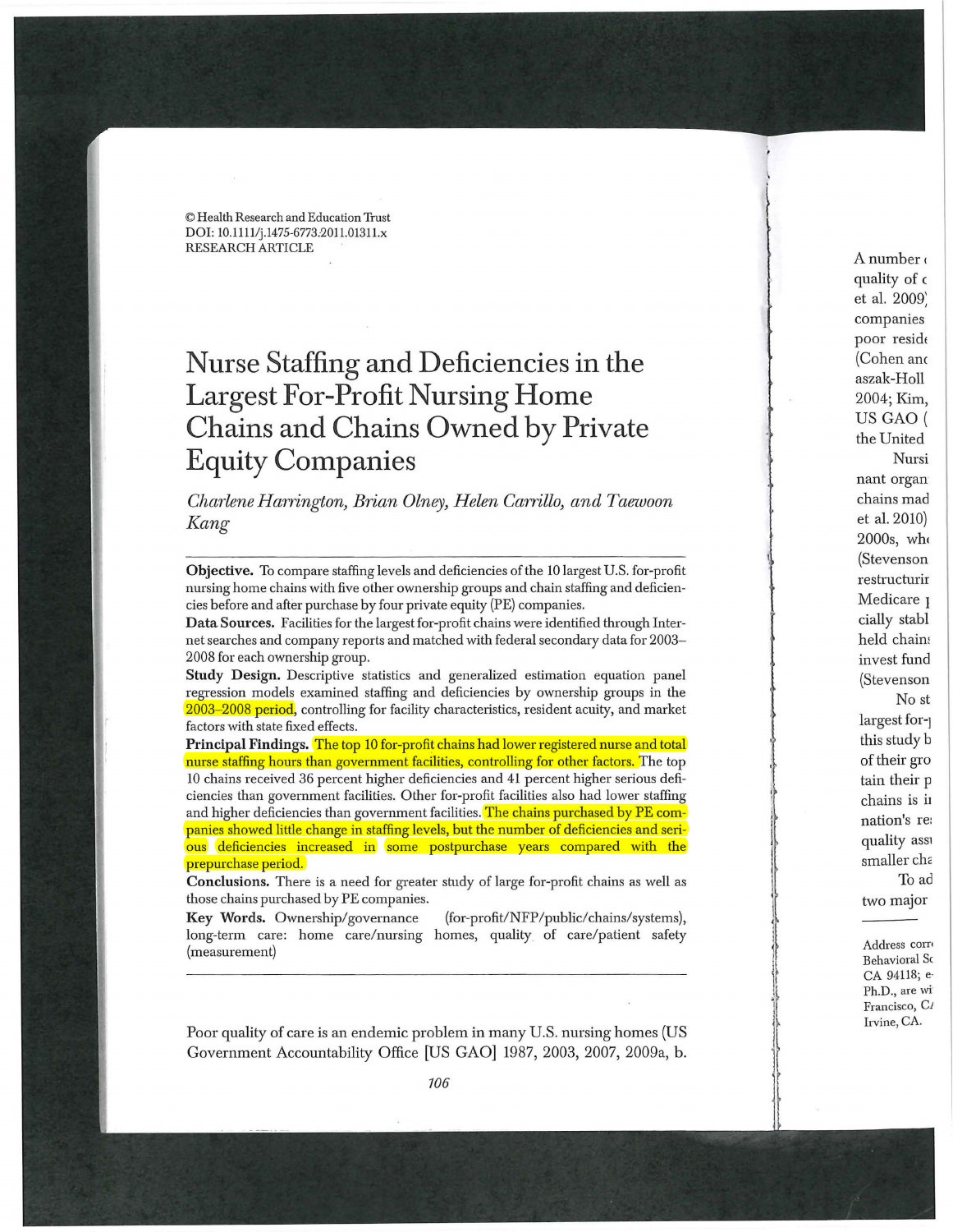© Health Research and Education Trust
DOI: 10.1111/j.1475-6773.2011.01311.x
RESEARCH ARTICLE

# Nurse Staffing and Deficiencies in the Largest For-Profit Nursing Home Chains and Chains Owned by Private Equity Companies

*Charlene Harrington, Brian Olney, Helen Carrillo, and Taewoon Kang*

**Objective.** To compare staffing levels and deficiencies of the 10 largest U.S. for-profit nursing home chains with five other ownership groups and chain staffing and deficiencies before and after purchase by four private equity (PE) companies.

**Data Sources.** Facilities for the largest for-profit chains were identified through Internet searches and company reports and matched with federal secondary data for 2003–2008 for each ownership group.

**Study Design.** Descriptive statistics and generalized estimation equation panel regression models examined staffing and deficiencies by ownership groups in the 2003–2008 period, controlling for facility characteristics, resident acuity, and market factors with state fixed effects.

**Principal Findings.** The top 10 for-profit chains had lower registered nurse and total nurse staffing hours than government facilities, controlling for other factors. The top 10 chains received 36 percent higher deficiencies and 41 percent higher serious deficiencies than government facilities. Other for-profit facilities also had lower staffing and higher deficiencies than government facilities. The chains purchased by PE companies showed little change in staffing levels, but the number of deficiencies and serious deficiencies increased in some postpurchase years compared with the prepurchase period.

**Conclusions.** There is a need for greater study of large for-profit chains as well as those chains purchased by PE companies.

**Key Words.** Ownership/governance (for-profit/NFP/public/chains/systems), long-term care: home care/nursing homes, quality of care/patient safety (measurement)

---

Poor quality of care is an endemic problem in many U.S. nursing homes (US Government Accountability Office [US GAO] 1987, 2003, 2007, 2009a, b.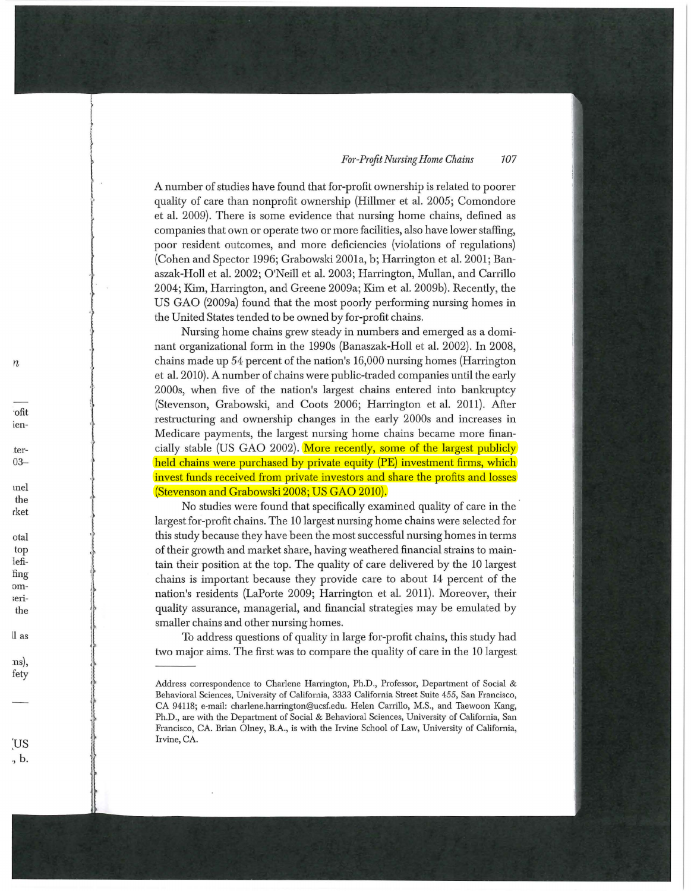A number of studies have found that for-profit ownership is related to poorer quality of care than nonprofit ownership (Hillmer et al. 2005; Comondore et al. 2009). There is some evidence that nursing home chains, defined as companies that own or operate two or more facilities, also have lower staffing, poor resident outcomes, and more deficiencies (violations of regulations) (Cohen and Spector 1996; Grabowski 2001a, b; Harrington et al. 2001; Banaszak-Holl et al. 2002; O'Neill et al. 2003; Harrington, Mullan, and Carrillo 2004; Kim, Harrington, and Greene 2009a; Kim et al. 2009b). Recently, the US GAO (2009a) found that the most poorly performing nursing homes in the United States tended to be owned by for-profit chains.

Nursing home chains grew steady in numbers and emerged as a dominant organizational form in the 1990s (Banaszak-Holl et al. 2002). In 2008, chains made up 54 percent of the nation's 16,000 nursing homes (Harrington et al. 2010). A number of chains were public-traded companies until the early 2000s, when five of the nation's largest chains entered into bankruptcy (Stevenson, Grabowski, and Coots 2006; Harrington et al. 2011). After restructuring and ownership changes in the early 2000s and increases in Medicare payments, the largest nursing home chains became more financially stable (US GAO 2002). More recently, some of the largest publicly held chains were purchased by private equity (PE) investment firms, which invest funds received from private investors and share the profits and losses (Stevenson and Grabowski 2008; US GAO 2010).

No studies were found that specifically examined quality of care in the largest for-profit chains. The 10 largest nursing home chains were selected for this study because they have been the most successful nursing homes in terms of their growth and market share, having weathered financial strains to maintain their position at the top. The quality of care delivered by the 10 largest chains is important because they provide care to about 14 percent of the nation's residents (LaPorte 2009; Harrington et al. 2011). Moreover, their quality assurance, managerial, and financial strategies may be emulated by smaller chains and other nursing homes.

To address questions of quality in large for-profit chains, this study had two major aims. The first was to compare the quality of care in the 10 largest

---

Address correspondence to Charlene Harrington, Ph.D., Professor, Department of Social & Behavioral Sciences, University of California, 3333 California Street Suite 455, San Francisco, CA 94118; e-mail: charlene.harrington@ucsf.edu. Helen Carrillo, M.S., and Taewoon Kang, Ph.D., are with the Department of Social & Behavioral Sciences, University of California, San Francisco, CA. Brian Olney, B.A., is with the Irvine School of Law, University of California, Irvine, CA.